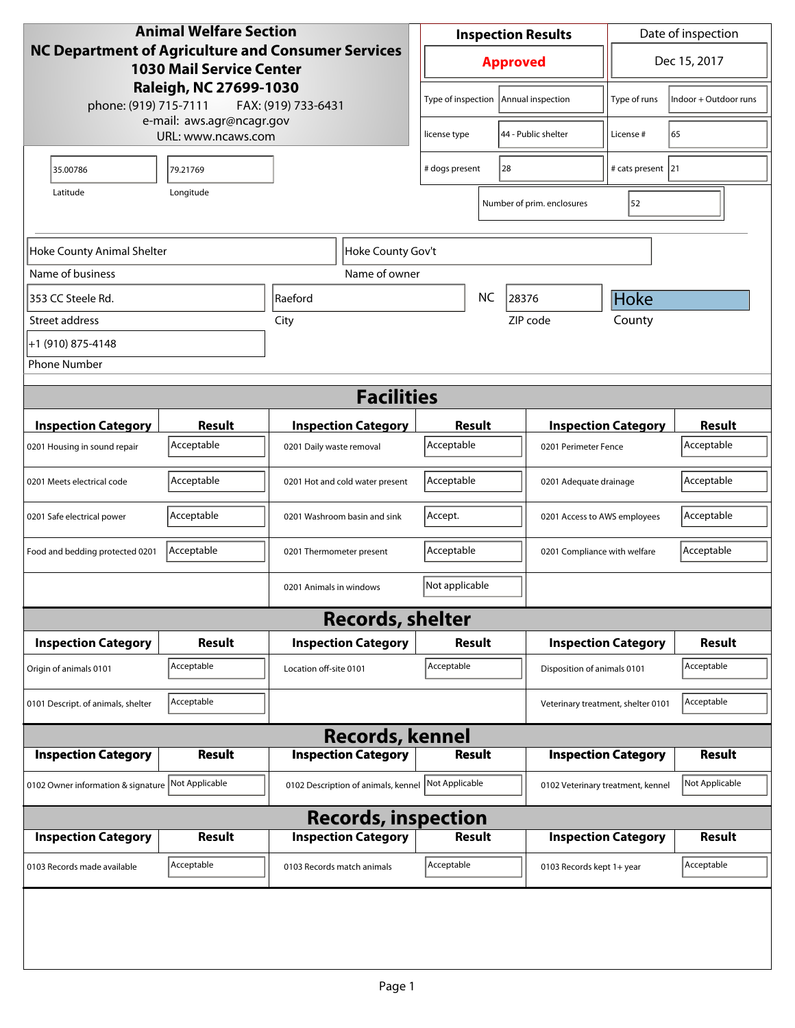**Animal Welfare Section**
**NC Department of Agriculture and Consumer Services**
**1030 Mail Service Center**
**Raleigh, NC 27699-1030**
phone: (919) 715-7111 FAX: (919) 733-6431
e-mail: aws.agr@ncagr.gov
URL: www.ncaws.com

| Inspection Results | Date of inspection |
|---|---|
| **Approved** | Dec 15, 2017 |

| | | | |
|---|---|---|---|
| Type of inspection | Annual inspection | Type of runs | Indoor + Outdoor runs |
| license type | 44 - Public shelter | License # | 65 |
| # dogs present | 28 | # cats present | 21 |
| Number of prim. enclosures | 52 | | |

| Latitude | Longitude |
|---|---|
| 35.00786 | 79.21769 |

| Field | Value |
|---|---|
| Name of business | Hoke County Animal Shelter |
| Name of owner | Hoke County Gov't |
| Street address | 353 CC Steele Rd. |
| City | Raeford |
| State | NC |
| ZIP code | 28376 |
| County | Hoke |
| Phone Number | +1 (910) 875-4148 |

## Facilities

| Inspection Category | Result | Inspection Category | Result | Inspection Category | Result |
|---|---|---|---|---|---|
| 0201 Housing in sound repair | Acceptable | 0201 Daily waste removal | Acceptable | 0201 Perimeter Fence | Acceptable |
| 0201 Meets electrical code | Acceptable | 0201 Hot and cold water present | Acceptable | 0201 Adequate drainage | Acceptable |
| 0201 Safe electrical power | Acceptable | 0201 Washroom basin and sink | Accept. | 0201 Access to AWS employees | Acceptable |
| Food and bedding protected 0201 | Acceptable | 0201 Thermometer present | Acceptable | 0201 Compliance with welfare | Acceptable |
| | | 0201 Animals in windows | Not applicable | | |

## Records, shelter

| Inspection Category | Result | Inspection Category | Result | Inspection Category | Result |
|---|---|---|---|---|---|
| Origin of animals 0101 | Acceptable | Location off-site 0101 | Acceptable | Disposition of animals 0101 | Acceptable |
| 0101 Descript. of animals, shelter | Acceptable | | | Veterinary treatment, shelter 0101 | Acceptable |

## Records, kennel

| Inspection Category | Result | Inspection Category | Result | Inspection Category | Result |
|---|---|---|---|---|---|
| 0102 Owner information & signature | Not Applicable | 0102 Description of animals, kennel | Not Applicable | 0102 Veterinary treatment, kennel | Not Applicable |

## Records, inspection

| Inspection Category | Result | Inspection Category | Result | Inspection Category | Result |
|---|---|---|---|---|---|
| 0103 Records made available | Acceptable | 0103 Records match animals | Acceptable | 0103 Records kept 1+ year | Acceptable |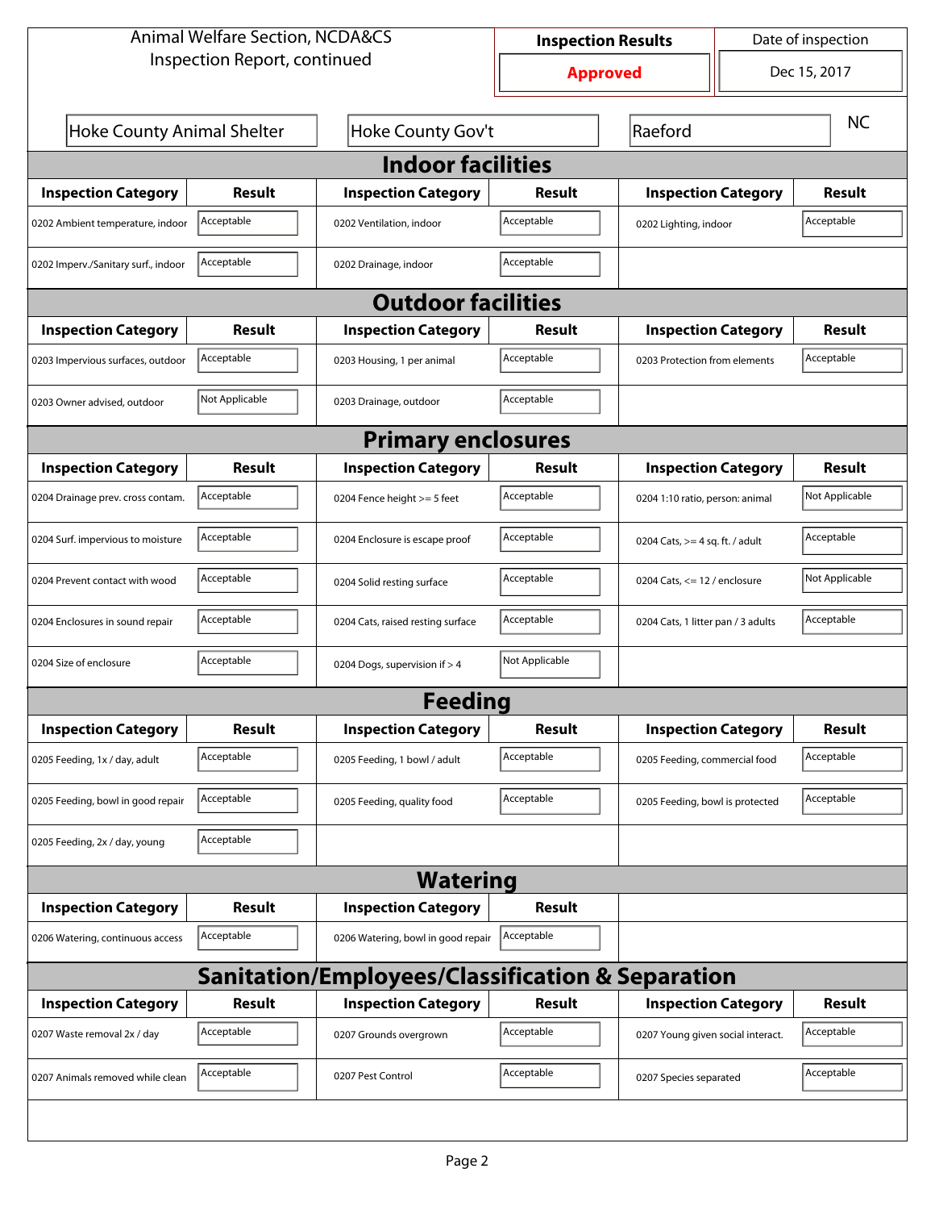Animal Welfare Section, NCDA&CS
Inspection Report, continued

| Inspection Results | Date of inspection |
|---|---|
| Approved | Dec 15, 2017 |

| Hoke County Animal Shelter | Hoke County Gov't | Raeford | NC |
|---|---|---|---|

## Indoor facilities

| Inspection Category | Result | Inspection Category | Result | Inspection Category | Result |
|---|---|---|---|---|---|
| 0202 Ambient temperature, indoor | Acceptable | 0202 Ventilation, indoor | Acceptable | 0202 Lighting, indoor | Acceptable |
| 0202 Imperv./Sanitary surf., indoor | Acceptable | 0202 Drainage, indoor | Acceptable | | |

## Outdoor facilities

| Inspection Category | Result | Inspection Category | Result | Inspection Category | Result |
|---|---|---|---|---|---|
| 0203 Impervious surfaces, outdoor | Acceptable | 0203 Housing, 1 per animal | Acceptable | 0203 Protection from elements | Acceptable |
| 0203 Owner advised, outdoor | Not Applicable | 0203 Drainage, outdoor | Acceptable | | |

## Primary enclosures

| Inspection Category | Result | Inspection Category | Result | Inspection Category | Result |
|---|---|---|---|---|---|
| 0204 Drainage prev. cross contam. | Acceptable | 0204 Fence height >= 5 feet | Acceptable | 0204 1:10 ratio, person: animal | Not Applicable |
| 0204 Surf. impervious to moisture | Acceptable | 0204 Enclosure is escape proof | Acceptable | 0204 Cats, >= 4 sq. ft. / adult | Acceptable |
| 0204 Prevent contact with wood | Acceptable | 0204 Solid resting surface | Acceptable | 0204 Cats, <= 12 / enclosure | Not Applicable |
| 0204 Enclosures in sound repair | Acceptable | 0204 Cats, raised resting surface | Acceptable | 0204 Cats, 1 litter pan / 3 adults | Acceptable |
| 0204 Size of enclosure | Acceptable | 0204 Dogs, supervision if > 4 | Not Applicable | | |

## Feeding

| Inspection Category | Result | Inspection Category | Result | Inspection Category | Result |
|---|---|---|---|---|---|
| 0205 Feeding, 1x / day, adult | Acceptable | 0205 Feeding, 1 bowl / adult | Acceptable | 0205 Feeding, commercial food | Acceptable |
| 0205 Feeding, bowl in good repair | Acceptable | 0205 Feeding, quality food | Acceptable | 0205 Feeding, bowl is protected | Acceptable |
| 0205 Feeding, 2x / day, young | Acceptable | | | | |

## Watering

| Inspection Category | Result | Inspection Category | Result |
|---|---|---|---|
| 0206 Watering, continuous access | Acceptable | 0206 Watering, bowl in good repair | Acceptable |

## Sanitation/Employees/Classification & Separation

| Inspection Category | Result | Inspection Category | Result | Inspection Category | Result |
|---|---|---|---|---|---|
| 0207 Waste removal 2x / day | Acceptable | 0207 Grounds overgrown | Acceptable | 0207 Young given social interact. | Acceptable |
| 0207 Animals removed while clean | Acceptable | 0207 Pest Control | Acceptable | 0207 Species separated | Acceptable |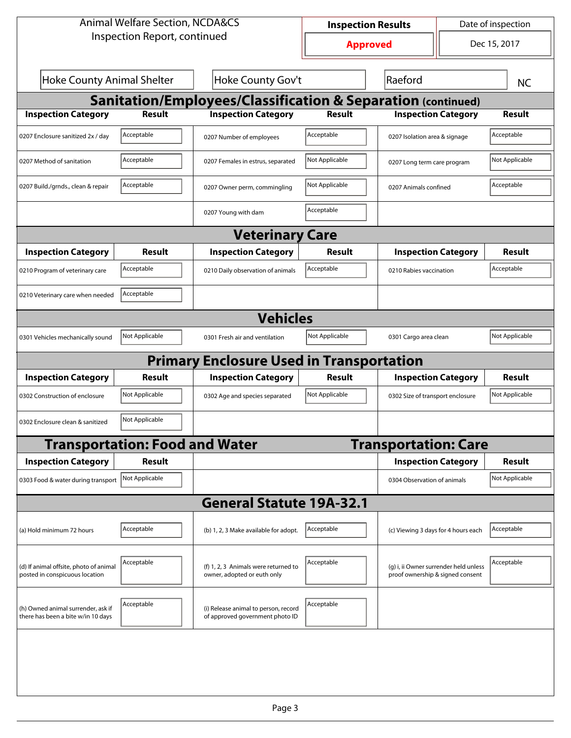Animal Welfare Section, NCDA&CS
Inspection Report, continued

| Inspection Results | Date of inspection |
|---|---|
| **Approved** | Dec 15, 2017 |

| Hoke County Animal Shelter | Hoke County Gov't | Raeford | NC |
|---|---|---|---|

## Sanitation/Employees/Classification & Separation (continued)

| Inspection Category | Result | Inspection Category | Result | Inspection Category | Result |
|---|---|---|---|---|---|
| 0207 Enclosure sanitized 2x / day | Acceptable | 0207 Number of employees | Acceptable | 0207 Isolation area & signage | Acceptable |
| 0207 Method of sanitation | Acceptable | 0207 Females in estrus, separated | Not Applicable | 0207 Long term care program | Not Applicable |
| 0207 Build./grnds., clean & repair | Acceptable | 0207 Owner perm, commingling | Not Applicable | 0207 Animals confined | Acceptable |
| | | 0207 Young with dam | Acceptable | | |

## Veterinary Care

| Inspection Category | Result | Inspection Category | Result | Inspection Category | Result |
|---|---|---|---|---|---|
| 0210 Program of veterinary care | Acceptable | 0210 Daily observation of animals | Acceptable | 0210 Rabies vaccination | Acceptable |
| 0210 Veterinary care when needed | Acceptable | | | | |

## Vehicles

| Inspection Category | Result | Inspection Category | Result | Inspection Category | Result |
|---|---|---|---|---|---|
| 0301 Vehicles mechanically sound | Not Applicable | 0301 Fresh air and ventilation | Not Applicable | 0301 Cargo area clean | Not Applicable |

## Primary Enclosure Used in Transportation

| Inspection Category | Result | Inspection Category | Result | Inspection Category | Result |
|---|---|---|---|---|---|
| 0302 Construction of enclosure | Not Applicable | 0302 Age and species separated | Not Applicable | 0302 Size of transport enclosure | Not Applicable |
| 0302 Enclosure clean & sanitized | Not Applicable | | | | |

## Transportation: Food and Water

| Inspection Category | Result |
|---|---|
| 0303 Food & water during transport | Not Applicable |

## Transportation: Care

| Inspection Category | Result |
|---|---|
| 0304 Observation of animals | Not Applicable |

## General Statute 19A-32.1

| Inspection Category | Result | Inspection Category | Result | Inspection Category | Result |
|---|---|---|---|---|---|
| (a) Hold minimum 72 hours | Acceptable | (b) 1, 2, 3 Make available for adopt. | Acceptable | (c) Viewing 3 days for 4 hours each | Acceptable |
| (d) If animal offsite, photo of animal posted in conspicuous location | Acceptable | (f) 1, 2, 3 Animals were returned to owner, adopted or euth only | Acceptable | (g) i, ii Owner surrender held unless proof ownership & signed consent | Acceptable |
| (h) Owned animal surrender, ask if there has been a bite w/in 10 days | Acceptable | (i) Release animal to person, record of approved government photo ID | Acceptable | | |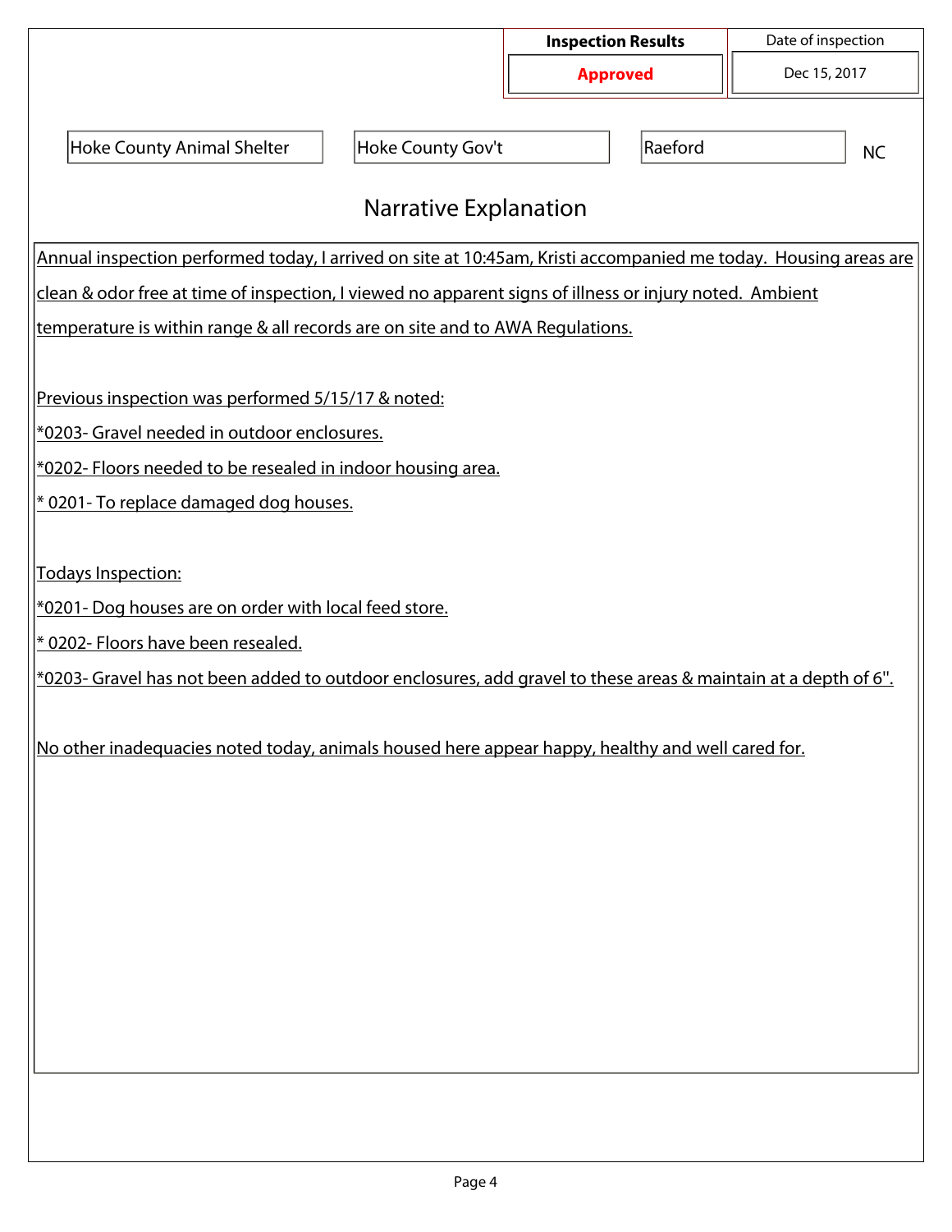| Inspection Results | Date of inspection |
| --- | --- |
| **Approved** | Dec 15, 2017 |

| | | | |
| --- | --- | --- | --- |
| Hoke County Animal Shelter | Hoke County Gov't | Raeford | NC |

## Narrative Explanation

Annual inspection performed today, I arrived on site at 10:45am, Kristi accompanied me today. Housing areas are clean & odor free at time of inspection, I viewed no apparent signs of illness or injury noted. Ambient temperature is within range & all records are on site and to AWA Regulations.

Previous inspection was performed 5/15/17 & noted:

*0203- Gravel needed in outdoor enclosures.

*0202- Floors needed to be resealed in indoor housing area.

* 0201- To replace damaged dog houses.

Todays Inspection:

*0201- Dog houses are on order with local feed store.

* 0202- Floors have been resealed.

*0203- Gravel has not been added to outdoor enclosures, add gravel to these areas & maintain at a depth of 6".

No other inadequacies noted today, animals housed here appear happy, healthy and well cared for.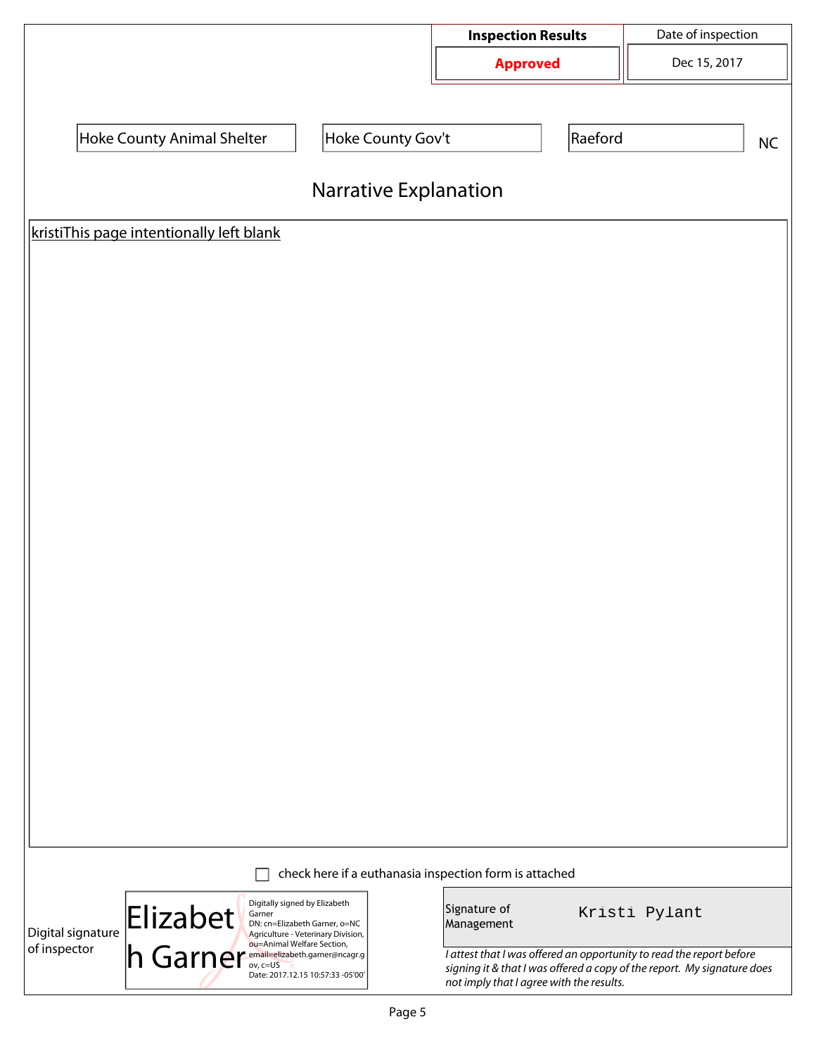| Inspection Results | Date of inspection |
|---|---|
| **Approved** | Dec 15, 2017 |

| | | | |
|---|---|---|---|
| Hoke County Animal Shelter | Hoke County Gov't | Raeford | NC |

## Narrative Explanation

kristiThis page intentionally left blank

☐ check here if a euthanasia inspection form is attached

Digital signature of inspector

Elizabeth Garner

Digitally signed by Elizabeth Garner
DN: cn=Elizabeth Garner, o=NC Agriculture - Veterinary Division, ou=Animal Welfare Section, email=elizabeth.garner@ncagr.gov, c=US
Date: 2017.12.15 10:57:33 -05'00'

Signature of Management: Kristi Pylant

*I attest that I was offered an opportunity to read the report before signing it & that I was offered a copy of the report. My signature does not imply that I agree with the results.*